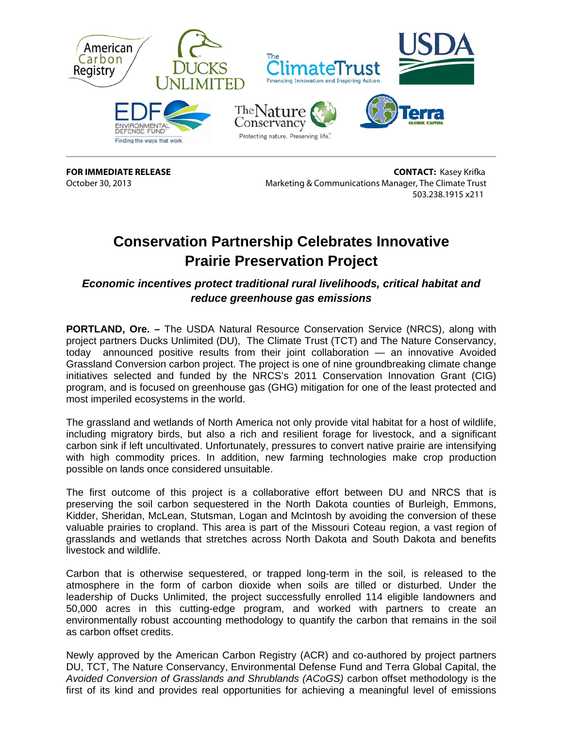**FOR IMMEDIATE RELEASE**
October 30, 2013

**CONTACT:** Kasey Krifka
Marketing & Communications Manager, The Climate Trust
503.238.1915 x211

# Conservation Partnership Celebrates Innovative Prairie Preservation Project

### *Economic incentives protect traditional rural livelihoods, critical habitat and reduce greenhouse gas emissions*

**PORTLAND, Ore. –** The USDA Natural Resource Conservation Service (NRCS), along with project partners Ducks Unlimited (DU), The Climate Trust (TCT) and The Nature Conservancy, today announced positive results from their joint collaboration — an innovative Avoided Grassland Conversion carbon project. The project is one of nine groundbreaking climate change initiatives selected and funded by the NRCS's 2011 Conservation Innovation Grant (CIG) program, and is focused on greenhouse gas (GHG) mitigation for one of the least protected and most imperiled ecosystems in the world.

The grassland and wetlands of North America not only provide vital habitat for a host of wildlife, including migratory birds, but also a rich and resilient forage for livestock, and a significant carbon sink if left uncultivated. Unfortunately, pressures to convert native prairie are intensifying with high commodity prices. In addition, new farming technologies make crop production possible on lands once considered unsuitable.

The first outcome of this project is a collaborative effort between DU and NRCS that is preserving the soil carbon sequestered in the North Dakota counties of Burleigh, Emmons, Kidder, Sheridan, McLean, Stutsman, Logan and McIntosh by avoiding the conversion of these valuable prairies to cropland. This area is part of the Missouri Coteau region, a vast region of grasslands and wetlands that stretches across North Dakota and South Dakota and benefits livestock and wildlife.

Carbon that is otherwise sequestered, or trapped long-term in the soil, is released to the atmosphere in the form of carbon dioxide when soils are tilled or disturbed. Under the leadership of Ducks Unlimited, the project successfully enrolled 114 eligible landowners and 50,000 acres in this cutting-edge program, and worked with partners to create an environmentally robust accounting methodology to quantify the carbon that remains in the soil as carbon offset credits.

Newly approved by the American Carbon Registry (ACR) and co-authored by project partners DU, TCT, The Nature Conservancy, Environmental Defense Fund and Terra Global Capital, the *Avoided Conversion of Grasslands and Shrublands (ACoGS)* carbon offset methodology is the first of its kind and provides real opportunities for achieving a meaningful level of emissions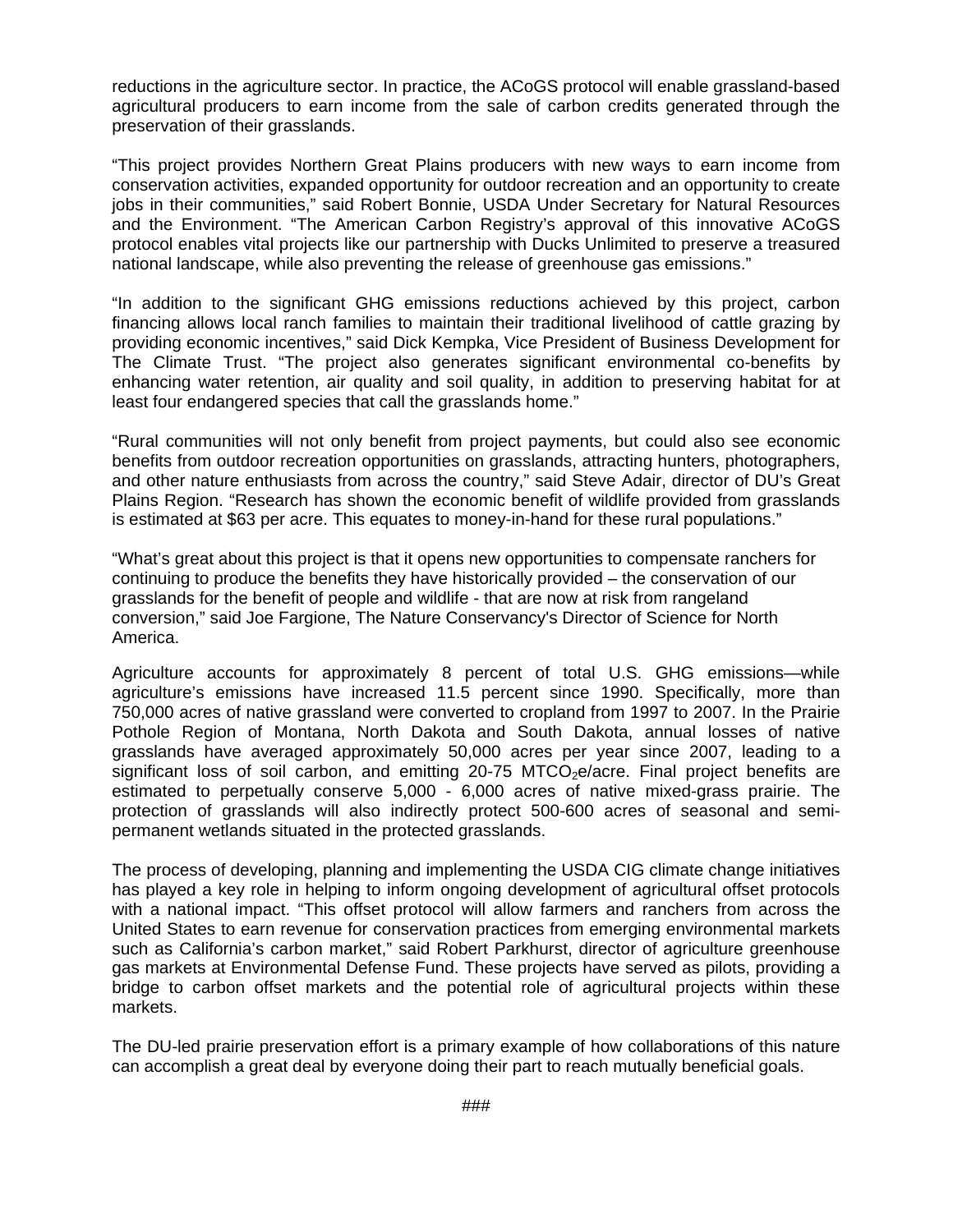reductions in the agriculture sector. In practice, the ACoGS protocol will enable grassland-based agricultural producers to earn income from the sale of carbon credits generated through the preservation of their grasslands.

"This project provides Northern Great Plains producers with new ways to earn income from conservation activities, expanded opportunity for outdoor recreation and an opportunity to create jobs in their communities," said Robert Bonnie, USDA Under Secretary for Natural Resources and the Environment. "The American Carbon Registry's approval of this innovative ACoGS protocol enables vital projects like our partnership with Ducks Unlimited to preserve a treasured national landscape, while also preventing the release of greenhouse gas emissions."

"In addition to the significant GHG emissions reductions achieved by this project, carbon financing allows local ranch families to maintain their traditional livelihood of cattle grazing by providing economic incentives," said Dick Kempka, Vice President of Business Development for The Climate Trust. "The project also generates significant environmental co-benefits by enhancing water retention, air quality and soil quality, in addition to preserving habitat for at least four endangered species that call the grasslands home."

"Rural communities will not only benefit from project payments, but could also see economic benefits from outdoor recreation opportunities on grasslands, attracting hunters, photographers, and other nature enthusiasts from across the country," said Steve Adair, director of DU's Great Plains Region. "Research has shown the economic benefit of wildlife provided from grasslands is estimated at $63 per acre. This equates to money-in-hand for these rural populations."

"What's great about this project is that it opens new opportunities to compensate ranchers for continuing to produce the benefits they have historically provided – the conservation of our grasslands for the benefit of people and wildlife - that are now at risk from rangeland conversion," said Joe Fargione, The Nature Conservancy's Director of Science for North America.

Agriculture accounts for approximately 8 percent of total U.S. GHG emissions—while agriculture's emissions have increased 11.5 percent since 1990. Specifically, more than 750,000 acres of native grassland were converted to cropland from 1997 to 2007. In the Prairie Pothole Region of Montana, North Dakota and South Dakota, annual losses of native grasslands have averaged approximately 50,000 acres per year since 2007, leading to a significant loss of soil carbon, and emitting 20-75 $MTCO_2e$/acre. Final project benefits are estimated to perpetually conserve 5,000 - 6,000 acres of native mixed-grass prairie. The protection of grasslands will also indirectly protect 500-600 acres of seasonal and semi-permanent wetlands situated in the protected grasslands.

The process of developing, planning and implementing the USDA CIG climate change initiatives has played a key role in helping to inform ongoing development of agricultural offset protocols with a national impact. "This offset protocol will allow farmers and ranchers from across the United States to earn revenue for conservation practices from emerging environmental markets such as California's carbon market," said Robert Parkhurst, director of agriculture greenhouse gas markets at Environmental Defense Fund. These projects have served as pilots, providing a bridge to carbon offset markets and the potential role of agricultural projects within these markets.

The DU-led prairie preservation effort is a primary example of how collaborations of this nature can accomplish a great deal by everyone doing their part to reach mutually beneficial goals.

###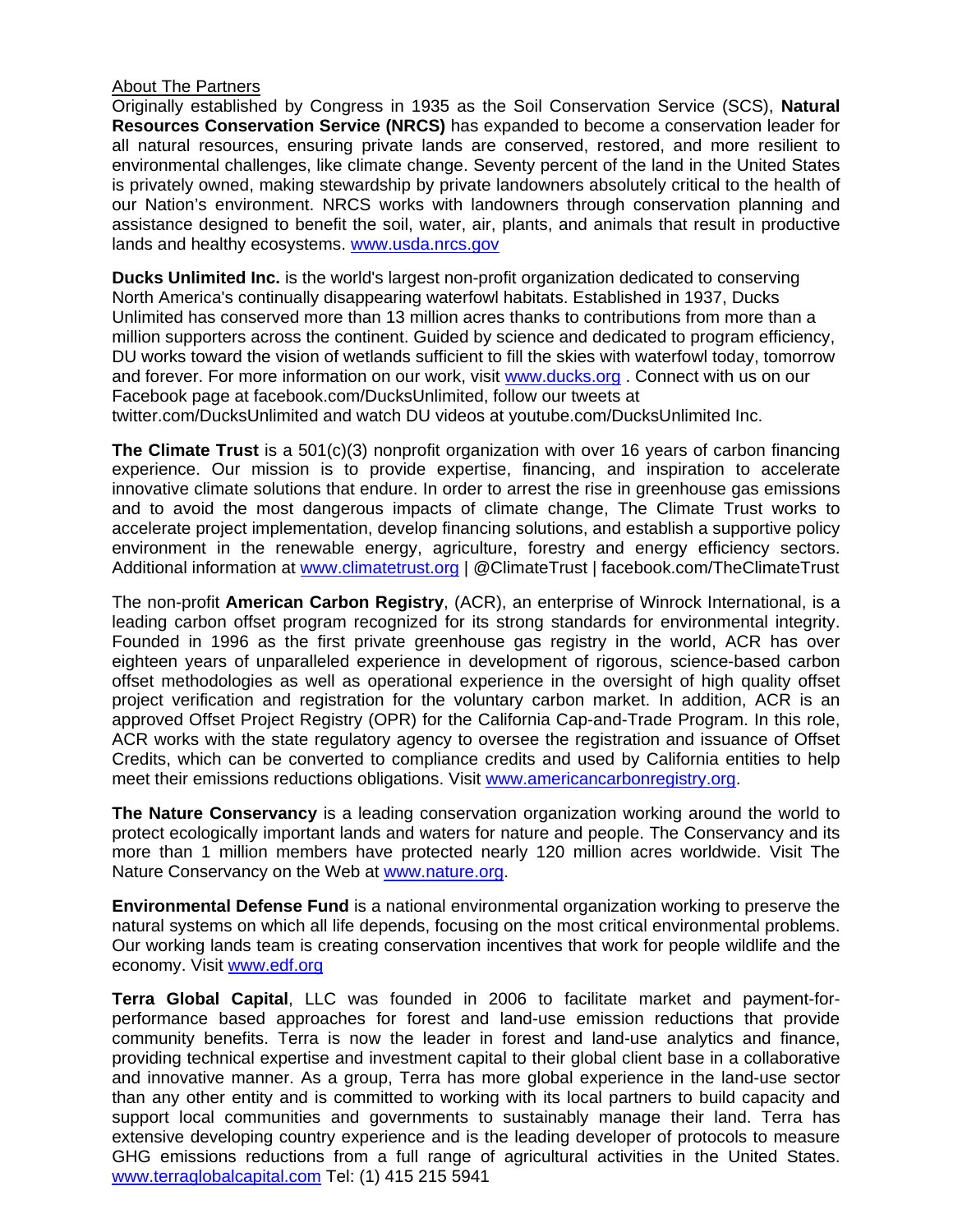About The Partners

Originally established by Congress in 1935 as the Soil Conservation Service (SCS), **Natural Resources Conservation Service (NRCS)** has expanded to become a conservation leader for all natural resources, ensuring private lands are conserved, restored, and more resilient to environmental challenges, like climate change. Seventy percent of the land in the United States is privately owned, making stewardship by private landowners absolutely critical to the health of our Nation's environment. NRCS works with landowners through conservation planning and assistance designed to benefit the soil, water, air, plants, and animals that result in productive lands and healthy ecosystems. www.usda.nrcs.gov

**Ducks Unlimited Inc.** is the world's largest non-profit organization dedicated to conserving North America's continually disappearing waterfowl habitats. Established in 1937, Ducks Unlimited has conserved more than 13 million acres thanks to contributions from more than a million supporters across the continent. Guided by science and dedicated to program efficiency, DU works toward the vision of wetlands sufficient to fill the skies with waterfowl today, tomorrow and forever. For more information on our work, visit www.ducks.org . Connect with us on our Facebook page at facebook.com/DucksUnlimited, follow our tweets at twitter.com/DucksUnlimited and watch DU videos at youtube.com/DucksUnlimited Inc.

**The Climate Trust** is a 501(c)(3) nonprofit organization with over 16 years of carbon financing experience. Our mission is to provide expertise, financing, and inspiration to accelerate innovative climate solutions that endure. In order to arrest the rise in greenhouse gas emissions and to avoid the most dangerous impacts of climate change, The Climate Trust works to accelerate project implementation, develop financing solutions, and establish a supportive policy environment in the renewable energy, agriculture, forestry and energy efficiency sectors. Additional information at www.climatetrust.org | @ClimateTrust | facebook.com/TheClimateTrust

The non-profit **American Carbon Registry**, (ACR), an enterprise of Winrock International, is a leading carbon offset program recognized for its strong standards for environmental integrity. Founded in 1996 as the first private greenhouse gas registry in the world, ACR has over eighteen years of unparalleled experience in development of rigorous, science-based carbon offset methodologies as well as operational experience in the oversight of high quality offset project verification and registration for the voluntary carbon market. In addition, ACR is an approved Offset Project Registry (OPR) for the California Cap-and-Trade Program. In this role, ACR works with the state regulatory agency to oversee the registration and issuance of Offset Credits, which can be converted to compliance credits and used by California entities to help meet their emissions reductions obligations. Visit www.americancarbonregistry.org.

**The Nature Conservancy** is a leading conservation organization working around the world to protect ecologically important lands and waters for nature and people. The Conservancy and its more than 1 million members have protected nearly 120 million acres worldwide. Visit The Nature Conservancy on the Web at www.nature.org.

**Environmental Defense Fund** is a national environmental organization working to preserve the natural systems on which all life depends, focusing on the most critical environmental problems. Our working lands team is creating conservation incentives that work for people wildlife and the economy. Visit www.edf.org

**Terra Global Capital**, LLC was founded in 2006 to facilitate market and payment-for-performance based approaches for forest and land-use emission reductions that provide community benefits. Terra is now the leader in forest and land-use analytics and finance, providing technical expertise and investment capital to their global client base in a collaborative and innovative manner. As a group, Terra has more global experience in the land-use sector than any other entity and is committed to working with its local partners to build capacity and support local communities and governments to sustainably manage their land. Terra has extensive developing country experience and is the leading developer of protocols to measure GHG emissions reductions from a full range of agricultural activities in the United States. www.terraglobalcapital.com Tel: (1) 415 215 5941